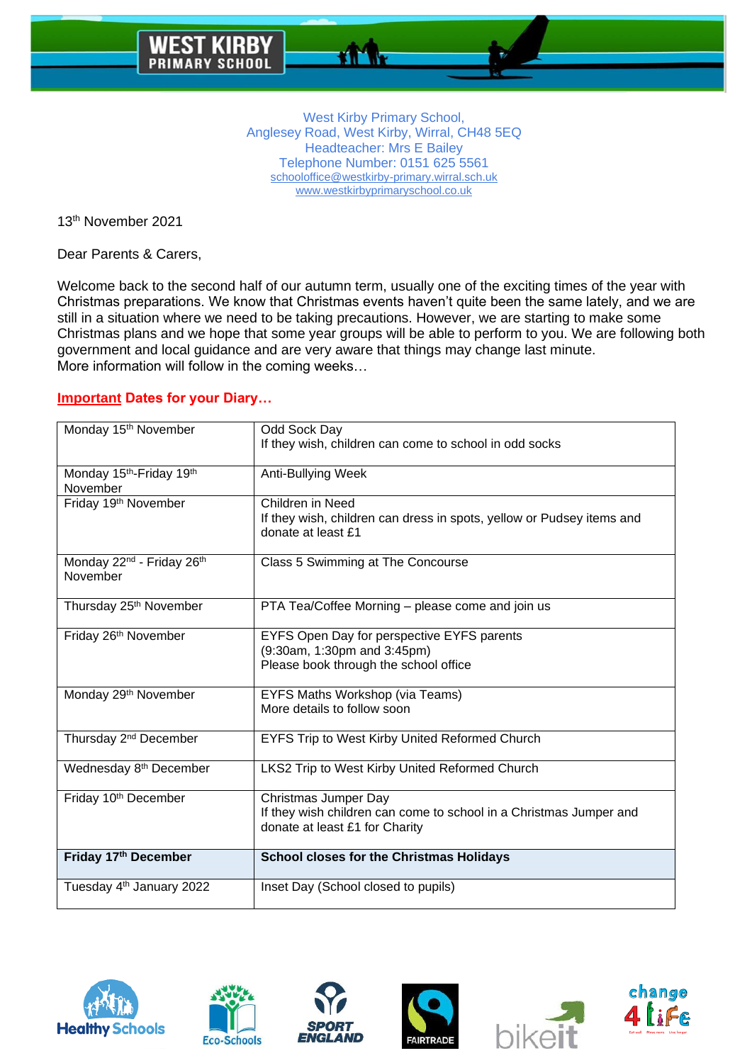West Kirby Primary School,
Anglesey Road, West Kirby, Wirral, CH48 5EQ
Headteacher: Mrs E Bailey
Telephone Number: 0151 625 5561
schooloffice@westkirby-primary.wirral.sch.uk
www.westkirbyprimaryschool.co.uk

13th November 2021

Dear Parents & Carers,

Welcome back to the second half of our autumn term, usually one of the exciting times of the year with Christmas preparations. We know that Christmas events haven't quite been the same lately, and we are still in a situation where we need to be taking precautions. However, we are starting to make some Christmas plans and we hope that some year groups will be able to perform to you. We are following both government and local guidance and are very aware that things may change last minute.
More information will follow in the coming weeks…

## Important Dates for your Diary…

| | |
|---|---|
| Monday 15th November | Odd Sock Day<br>If they wish, children can come to school in odd socks |
| Monday 15th-Friday 19th November | Anti-Bullying Week |
| Friday 19th November | Children in Need<br>If they wish, children can dress in spots, yellow or Pudsey items and donate at least £1 |
| Monday 22nd - Friday 26th November | Class 5 Swimming at The Concourse |
| Thursday 25th November | PTA Tea/Coffee Morning – please come and join us |
| Friday 26th November | EYFS Open Day for perspective EYFS parents<br>(9:30am, 1:30pm and 3:45pm)<br>Please book through the school office |
| Monday 29th November | EYFS Maths Workshop (via Teams)<br>More details to follow soon |
| Thursday 2nd December | EYFS Trip to West Kirby United Reformed Church |
| Wednesday 8th December | LKS2 Trip to West Kirby United Reformed Church |
| Friday 10th December | Christmas Jumper Day<br>If they wish children can come to school in a Christmas Jumper and donate at least £1 for Charity |
| **Friday 17th December** | **School closes for the Christmas Holidays** |
| Tuesday 4th January 2022 | Inset Day (School closed to pupils) |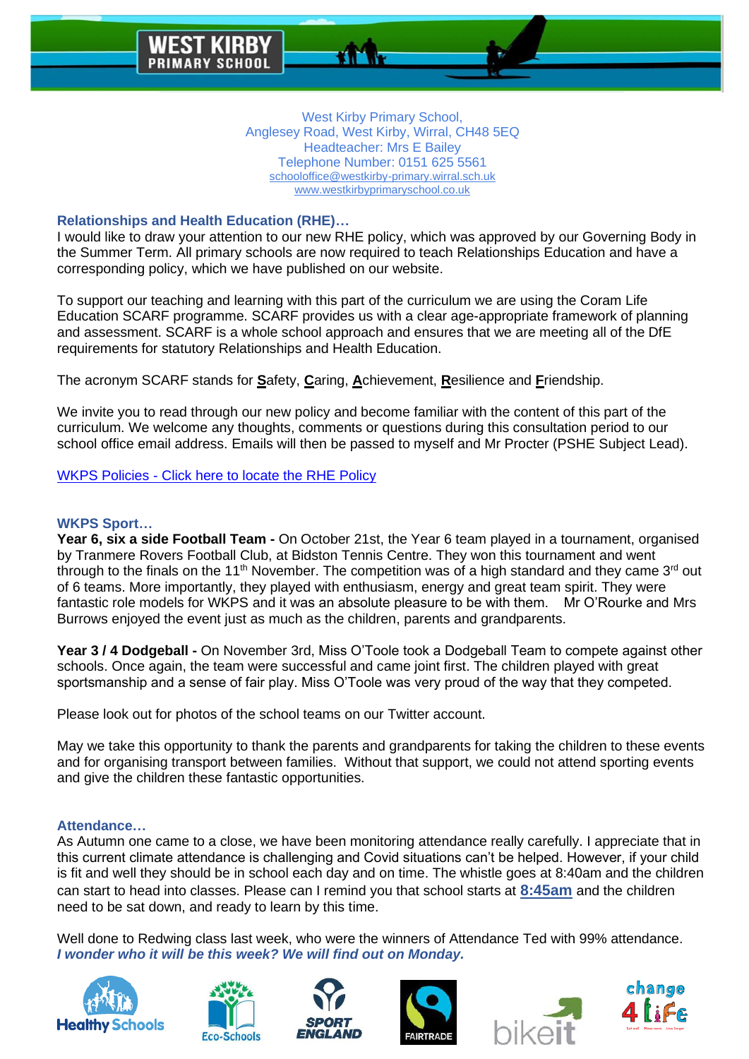West Kirby Primary School,
Anglesey Road, West Kirby, Wirral, CH48 5EQ
Headteacher: Mrs E Bailey
Telephone Number: 0151 625 5561
schooloffice@westkirby-primary.wirral.sch.uk
www.westkirbyprimaryschool.co.uk

### Relationships and Health Education (RHE)…

I would like to draw your attention to our new RHE policy, which was approved by our Governing Body in the Summer Term. All primary schools are now required to teach Relationships Education and have a corresponding policy, which we have published on our website.

To support our teaching and learning with this part of the curriculum we are using the Coram Life Education SCARF programme. SCARF provides us with a clear age-appropriate framework of planning and assessment. SCARF is a whole school approach and ensures that we are meeting all of the DfE requirements for statutory Relationships and Health Education.

The acronym SCARF stands for **S**afety, **C**aring, **A**chievement, **R**esilience and **F**riendship.

We invite you to read through our new policy and become familiar with the content of this part of the curriculum. We welcome any thoughts, comments or questions during this consultation period to our school office email address. Emails will then be passed to myself and Mr Procter (PSHE Subject Lead).

WKPS Policies - Click here to locate the RHE Policy

### WKPS Sport…

**Year 6, six a side Football Team -** On October 21st, the Year 6 team played in a tournament, organised by Tranmere Rovers Football Club, at Bidston Tennis Centre. They won this tournament and went through to the finals on the 11th November. The competition was of a high standard and they came 3rd out of 6 teams. More importantly, they played with enthusiasm, energy and great team spirit. They were fantastic role models for WKPS and it was an absolute pleasure to be with them. Mr O'Rourke and Mrs Burrows enjoyed the event just as much as the children, parents and grandparents.

**Year 3 / 4 Dodgeball -** On November 3rd, Miss O'Toole took a Dodgeball Team to compete against other schools. Once again, the team were successful and came joint first. The children played with great sportsmanship and a sense of fair play. Miss O'Toole was very proud of the way that they competed.

Please look out for photos of the school teams on our Twitter account.

May we take this opportunity to thank the parents and grandparents for taking the children to these events and for organising transport between families. Without that support, we could not attend sporting events and give the children these fantastic opportunities.

### Attendance…

As Autumn one came to a close, we have been monitoring attendance really carefully. I appreciate that in this current climate attendance is challenging and Covid situations can't be helped. However, if your child is fit and well they should be in school each day and on time. The whistle goes at 8:40am and the children can start to head into classes. Please can I remind you that school starts at **8:45am** and the children need to be sat down, and ready to learn by this time.

Well done to Redwing class last week, who were the winners of Attendance Ted with 99% attendance.
***I wonder who it will be this week? We will find out on Monday.***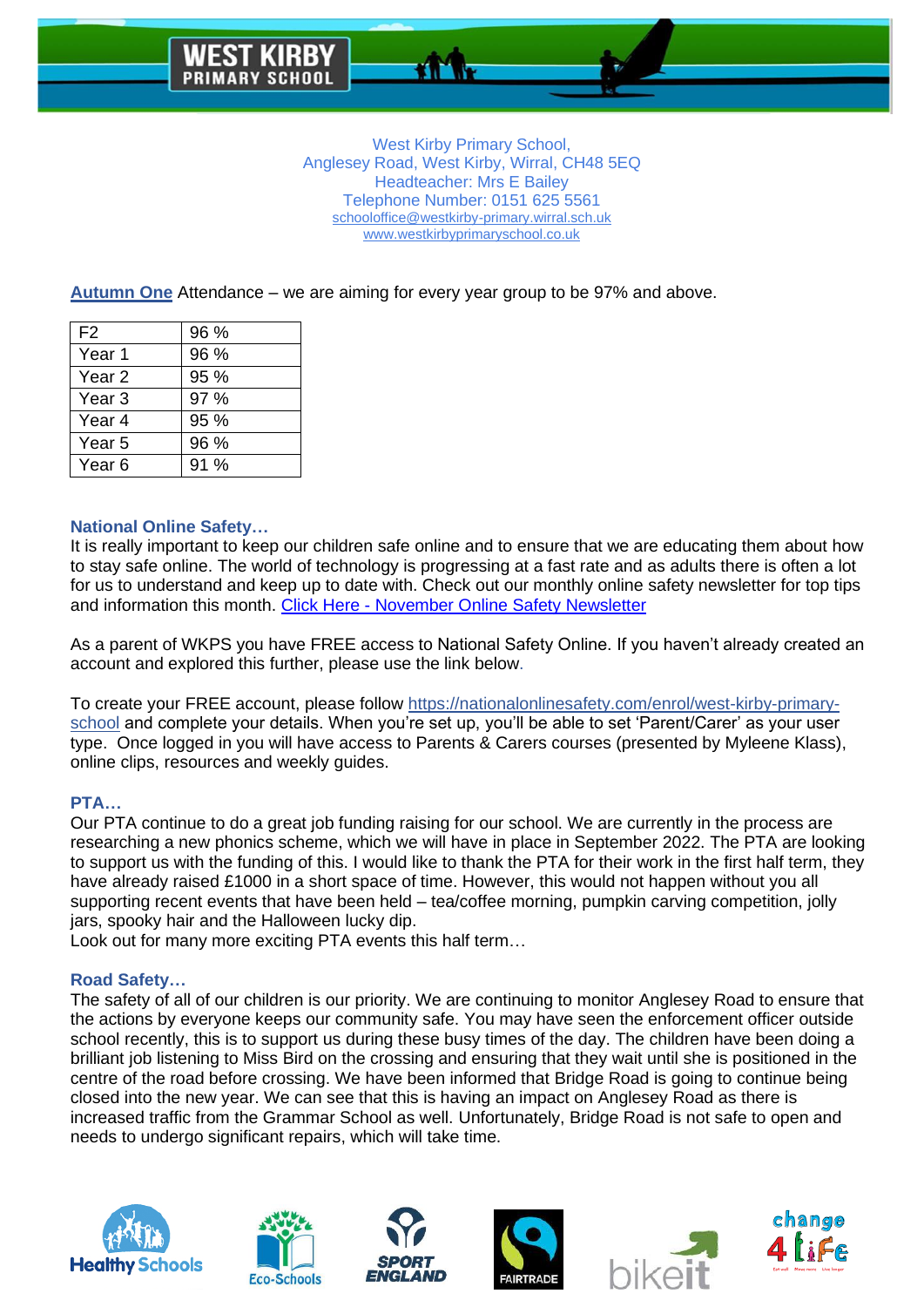West Kirby Primary School,
Anglesey Road, West Kirby, Wirral, CH48 5EQ
Headteacher: Mrs E Bailey
Telephone Number: 0151 625 5561
schooloffice@westkirby-primary.wirral.sch.uk
www.westkirbyprimaryschool.co.uk

**Autumn One** Attendance – we are aiming for every year group to be 97% and above.

| | |
|---|---|
| F2 | 96 % |
| Year 1 | 96 % |
| Year 2 | 95 % |
| Year 3 | 97 % |
| Year 4 | 95 % |
| Year 5 | 96 % |
| Year 6 | 91 % |

### National Online Safety…

It is really important to keep our children safe online and to ensure that we are educating them about how to stay safe online. The world of technology is progressing at a fast rate and as adults there is often a lot for us to understand and keep up to date with. Check out our monthly online safety newsletter for top tips and information this month. Click Here - November Online Safety Newsletter

As a parent of WKPS you have FREE access to National Safety Online. If you haven't already created an account and explored this further, please use the link below.

To create your FREE account, please follow https://nationalonlinesafety.com/enrol/west-kirby-primary-school and complete your details. When you're set up, you'll be able to set 'Parent/Carer' as your user type. Once logged in you will have access to Parents & Carers courses (presented by Myleene Klass), online clips, resources and weekly guides.

### PTA…

Our PTA continue to do a great job funding raising for our school. We are currently in the process are researching a new phonics scheme, which we will have in place in September 2022. The PTA are looking to support us with the funding of this. I would like to thank the PTA for their work in the first half term, they have already raised £1000 in a short space of time. However, this would not happen without you all supporting recent events that have been held – tea/coffee morning, pumpkin carving competition, jolly jars, spooky hair and the Halloween lucky dip.
Look out for many more exciting PTA events this half term…

### Road Safety…

The safety of all of our children is our priority. We are continuing to monitor Anglesey Road to ensure that the actions by everyone keeps our community safe. You may have seen the enforcement officer outside school recently, this is to support us during these busy times of the day. The children have been doing a brilliant job listening to Miss Bird on the crossing and ensuring that they wait until she is positioned in the centre of the road before crossing. We have been informed that Bridge Road is going to continue being closed into the new year. We can see that this is having an impact on Anglesey Road as there is increased traffic from the Grammar School as well. Unfortunately, Bridge Road is not safe to open and needs to undergo significant repairs, which will take time.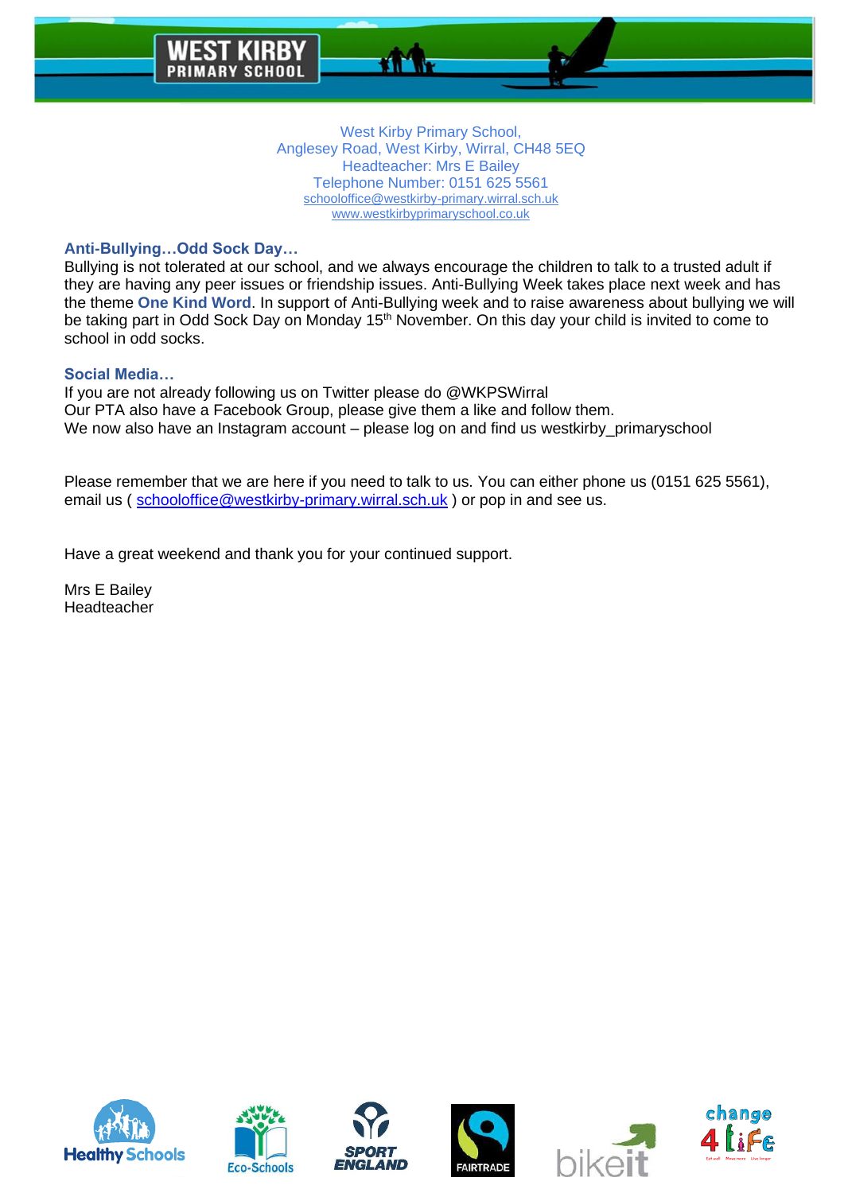West Kirby Primary School,
Anglesey Road, West Kirby, Wirral, CH48 5EQ
Headteacher: Mrs E Bailey
Telephone Number: 0151 625 5561
schooloffice@westkirby-primary.wirral.sch.uk
www.westkirbyprimaryschool.co.uk

### Anti-Bullying…Odd Sock Day…

Bullying is not tolerated at our school, and we always encourage the children to talk to a trusted adult if they are having any peer issues or friendship issues. Anti-Bullying Week takes place next week and has the theme **One Kind Word**. In support of Anti-Bullying week and to raise awareness about bullying we will be taking part in Odd Sock Day on Monday 15th November. On this day your child is invited to come to school in odd socks.

### Social Media…

If you are not already following us on Twitter please do @WKPSWirral
Our PTA also have a Facebook Group, please give them a like and follow them.
We now also have an Instagram account – please log on and find us westkirby_primaryschool

Please remember that we are here if you need to talk to us. You can either phone us (0151 625 5561), email us ( schooloffice@westkirby-primary.wirral.sch.uk ) or pop in and see us.

Have a great weekend and thank you for your continued support.

Mrs E Bailey
Headteacher